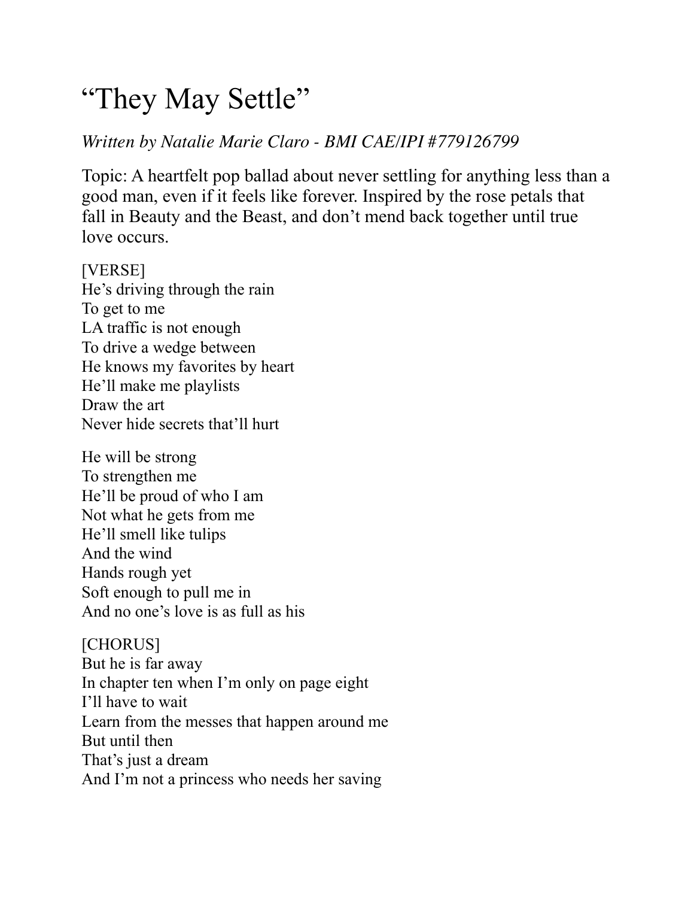# "They May Settle"

*Written by Natalie Marie Claro - BMI CAE/IPI #779126799*

Topic: A heartfelt pop ballad about never settling for anything less than a good man, even if it feels like forever. Inspired by the rose petals that fall in Beauty and the Beast, and don't mend back together until true love occurs.

[VERSE]
He's driving through the rain
To get to me
LA traffic is not enough
To drive a wedge between
He knows my favorites by heart
He'll make me playlists
Draw the art
Never hide secrets that'll hurt

He will be strong
To strengthen me
He'll be proud of who I am
Not what he gets from me
He'll smell like tulips
And the wind
Hands rough yet
Soft enough to pull me in
And no one's love is as full as his

[CHORUS]
But he is far away
In chapter ten when I'm only on page eight
I'll have to wait
Learn from the messes that happen around me
But until then
That's just a dream
And I'm not a princess who needs her saving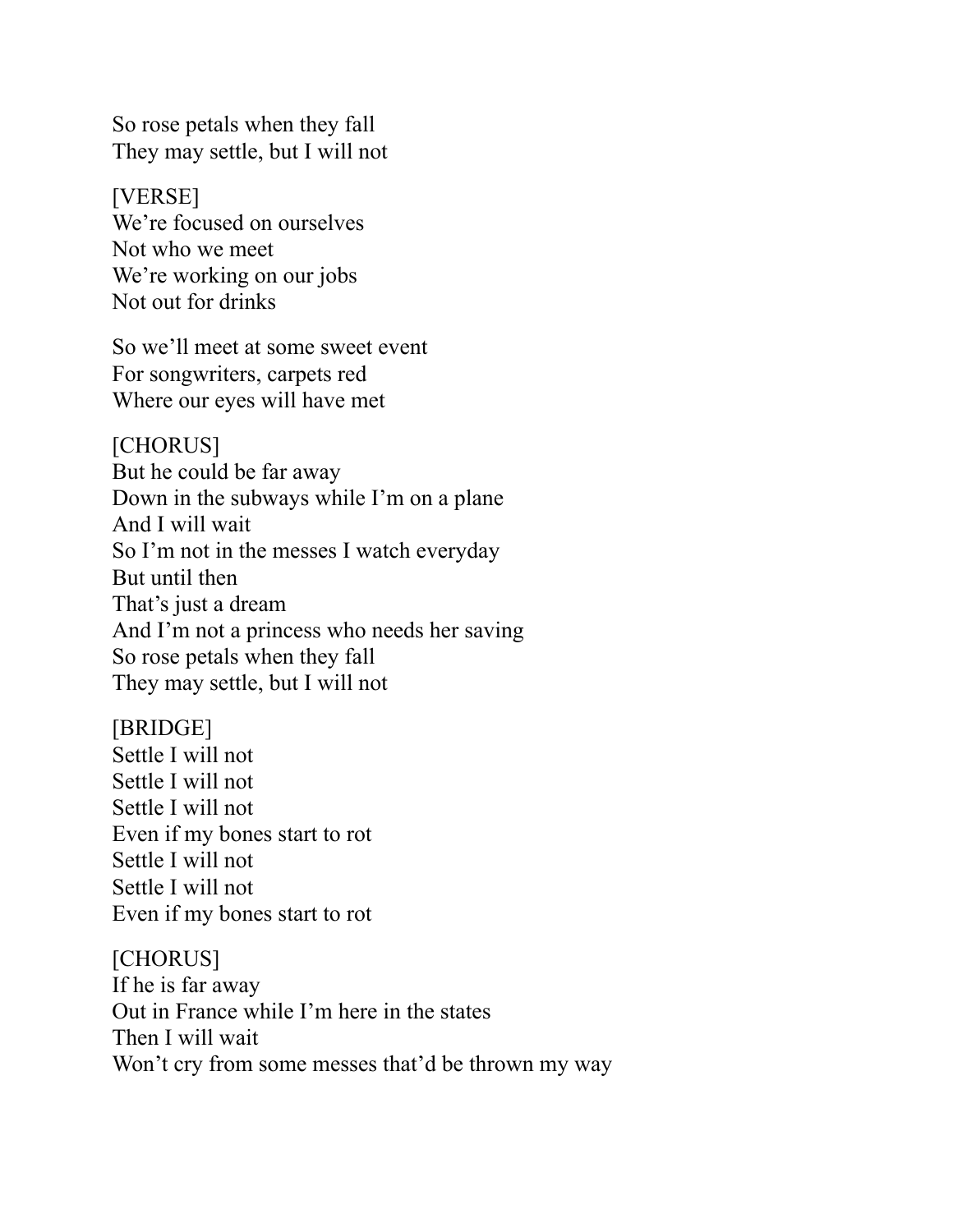So rose petals when they fall
They may settle, but I will not

[VERSE]
We're focused on ourselves
Not who we meet
We're working on our jobs
Not out for drinks

So we'll meet at some sweet event
For songwriters, carpets red
Where our eyes will have met

[CHORUS]
But he could be far away
Down in the subways while I'm on a plane
And I will wait
So I'm not in the messes I watch everyday
But until then
That's just a dream
And I'm not a princess who needs her saving
So rose petals when they fall
They may settle, but I will not

[BRIDGE]
Settle I will not
Settle I will not
Settle I will not
Even if my bones start to rot
Settle I will not
Settle I will not
Even if my bones start to rot

[CHORUS]
If he is far away
Out in France while I'm here in the states
Then I will wait
Won't cry from some messes that'd be thrown my way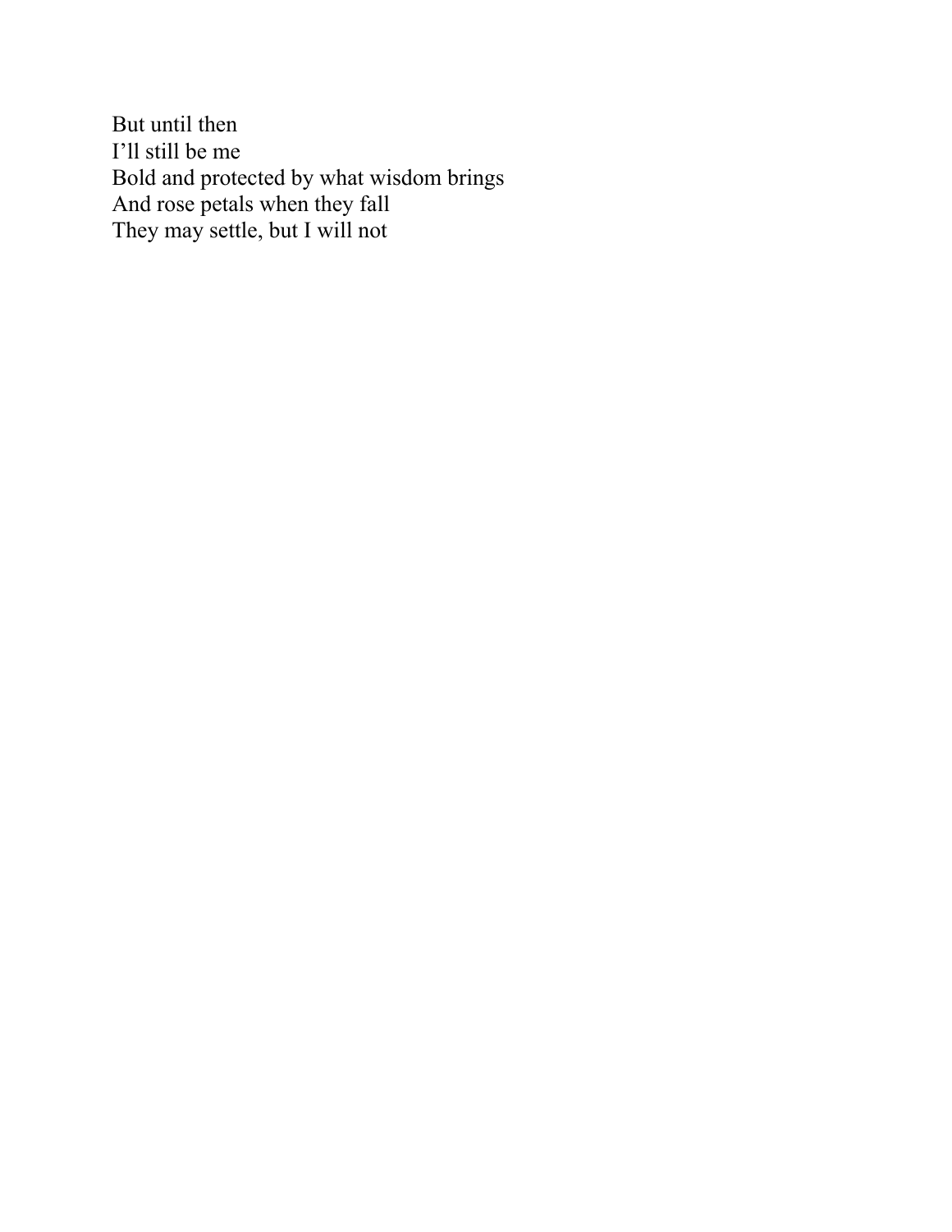But until then  
I’ll still be me  
Bold and protected by what wisdom brings  
And rose petals when they fall  
They may settle, but I will not